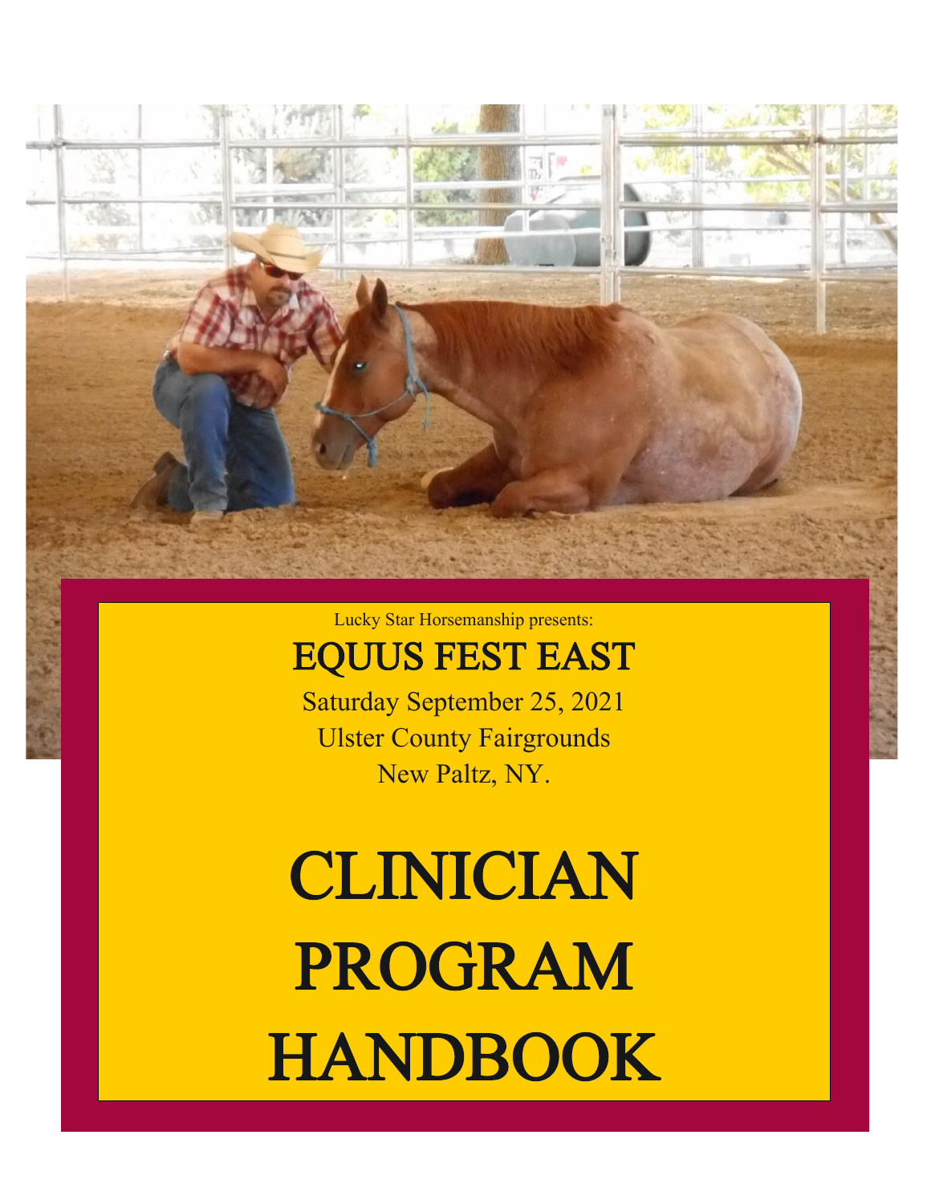Lucky Star Horsemanship presents:

# EQUUS FEST EAST

Saturday September 25, 2021

Ulster County Fairgrounds

New Paltz, NY.

# CLINICIAN PROGRAM HANDBOOK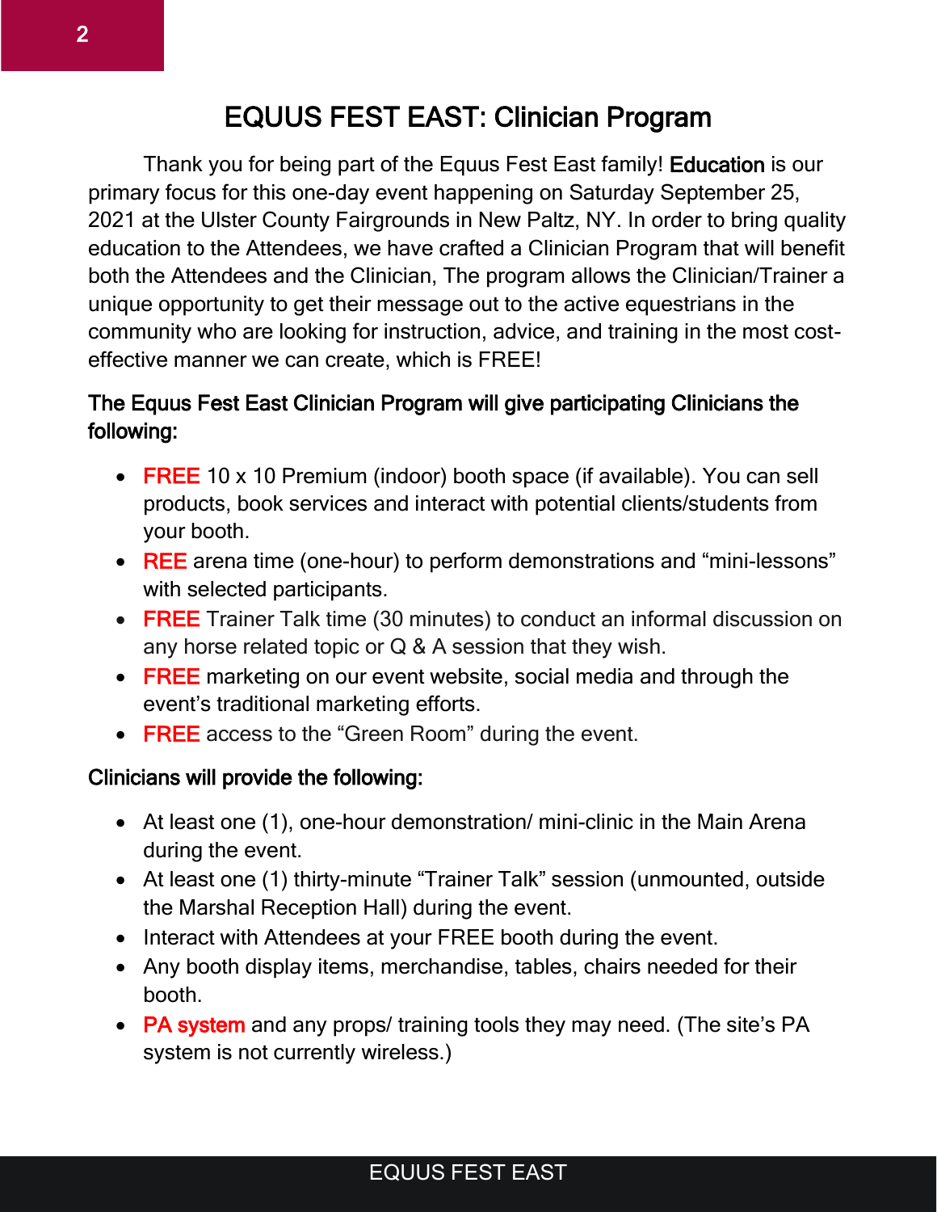# EQUUS FEST EAST: Clinician Program

Thank you for being part of the Equus Fest East family! **Education** is our primary focus for this one-day event happening on Saturday September 25, 2021 at the Ulster County Fairgrounds in New Paltz, NY. In order to bring quality education to the Attendees, we have crafted a Clinician Program that will benefit both the Attendees and the Clinician, The program allows the Clinician/Trainer a unique opportunity to get their message out to the active equestrians in the community who are looking for instruction, advice, and training in the most cost-effective manner we can create, which is FREE!

**The Equus Fest East Clinician Program will give participating Clinicians the following:**

- FREE 10 x 10 Premium (indoor) booth space (if available). You can sell products, book services and interact with potential clients/students from your booth.
- REE arena time (one-hour) to perform demonstrations and "mini-lessons" with selected participants.
- FREE Trainer Talk time (30 minutes) to conduct an informal discussion on any horse related topic or Q & A session that they wish.
- FREE marketing on our event website, social media and through the event's traditional marketing efforts.
- FREE access to the "Green Room" during the event.

**Clinicians will provide the following:**

- At least one (1), one-hour demonstration/ mini-clinic in the Main Arena during the event.
- At least one (1) thirty-minute "Trainer Talk" session (unmounted, outside the Marshal Reception Hall) during the event.
- Interact with Attendees at your FREE booth during the event.
- Any booth display items, merchandise, tables, chairs needed for their booth.
- PA system and any props/ training tools they may need. (The site's PA system is not currently wireless.)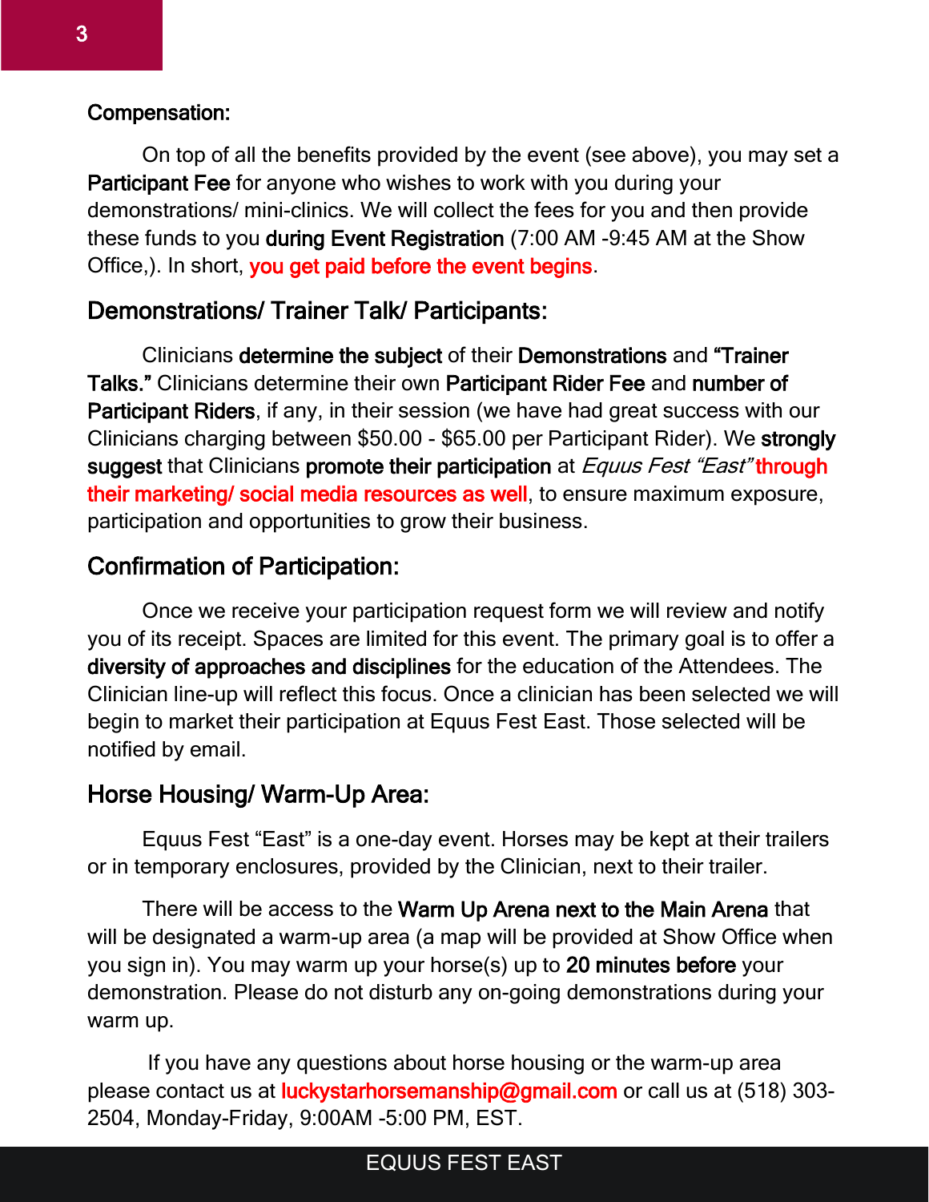## Compensation:

On top of all the benefits provided by the event (see above), you may set a **Participant Fee** for anyone who wishes to work with you during your demonstrations/ mini-clinics. We will collect the fees for you and then provide these funds to you **during Event Registration** (7:00 AM -9:45 AM at the Show Office,). In short, **you get paid before the event begins**.

## Demonstrations/ Trainer Talk/ Participants:

Clinicians **determine the subject** of their **Demonstrations** and **"Trainer Talks."** Clinicians determine their own **Participant Rider Fee** and **number of Participant Riders**, if any, in their session (we have had great success with our Clinicians charging between $50.00 - $65.00 per Participant Rider). We **strongly suggest** that Clinicians **promote their participation** at *Equus Fest "East"* **through their marketing/ social media resources as well**, to ensure maximum exposure, participation and opportunities to grow their business.

## Confirmation of Participation:

Once we receive your participation request form we will review and notify you of its receipt. Spaces are limited for this event. The primary goal is to offer a **diversity of approaches and disciplines** for the education of the Attendees. The Clinician line-up will reflect this focus. Once a clinician has been selected we will begin to market their participation at Equus Fest East. Those selected will be notified by email.

## Horse Housing/ Warm-Up Area:

Equus Fest "East" is a one-day event. Horses may be kept at their trailers or in temporary enclosures, provided by the Clinician, next to their trailer.

There will be access to the **Warm Up Arena next to the Main Arena** that will be designated a warm-up area (a map will be provided at Show Office when you sign in). You may warm up your horse(s) up to **20 minutes before** your demonstration. Please do not disturb any on-going demonstrations during your warm up.

If you have any questions about horse housing or the warm-up area please contact us at luckystarhorsemanship@gmail.com or call us at (518) 303-2504, Monday-Friday, 9:00AM -5:00 PM, EST.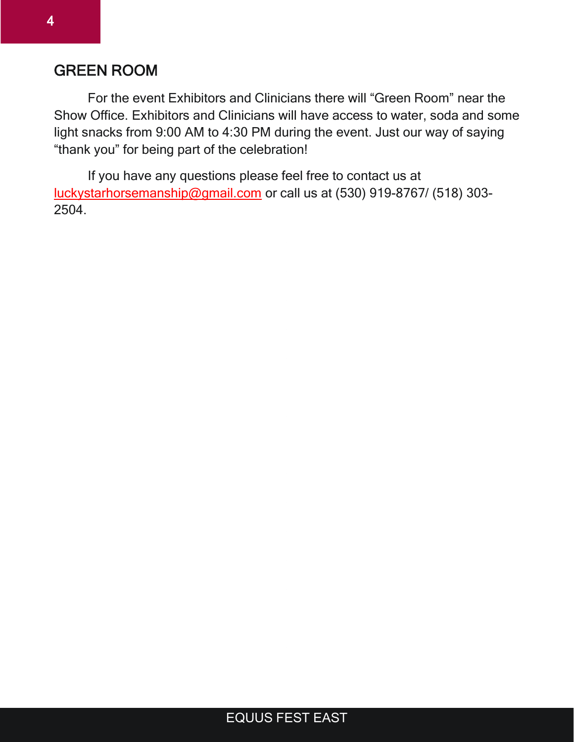## GREEN ROOM

For the event Exhibitors and Clinicians there will "Green Room" near the Show Office. Exhibitors and Clinicians will have access to water, soda and some light snacks from 9:00 AM to 4:30 PM during the event. Just our way of saying "thank you" for being part of the celebration!

If you have any questions please feel free to contact us at luckystarhorsemanship@gmail.com or call us at (530) 919-8767/ (518) 303-2504.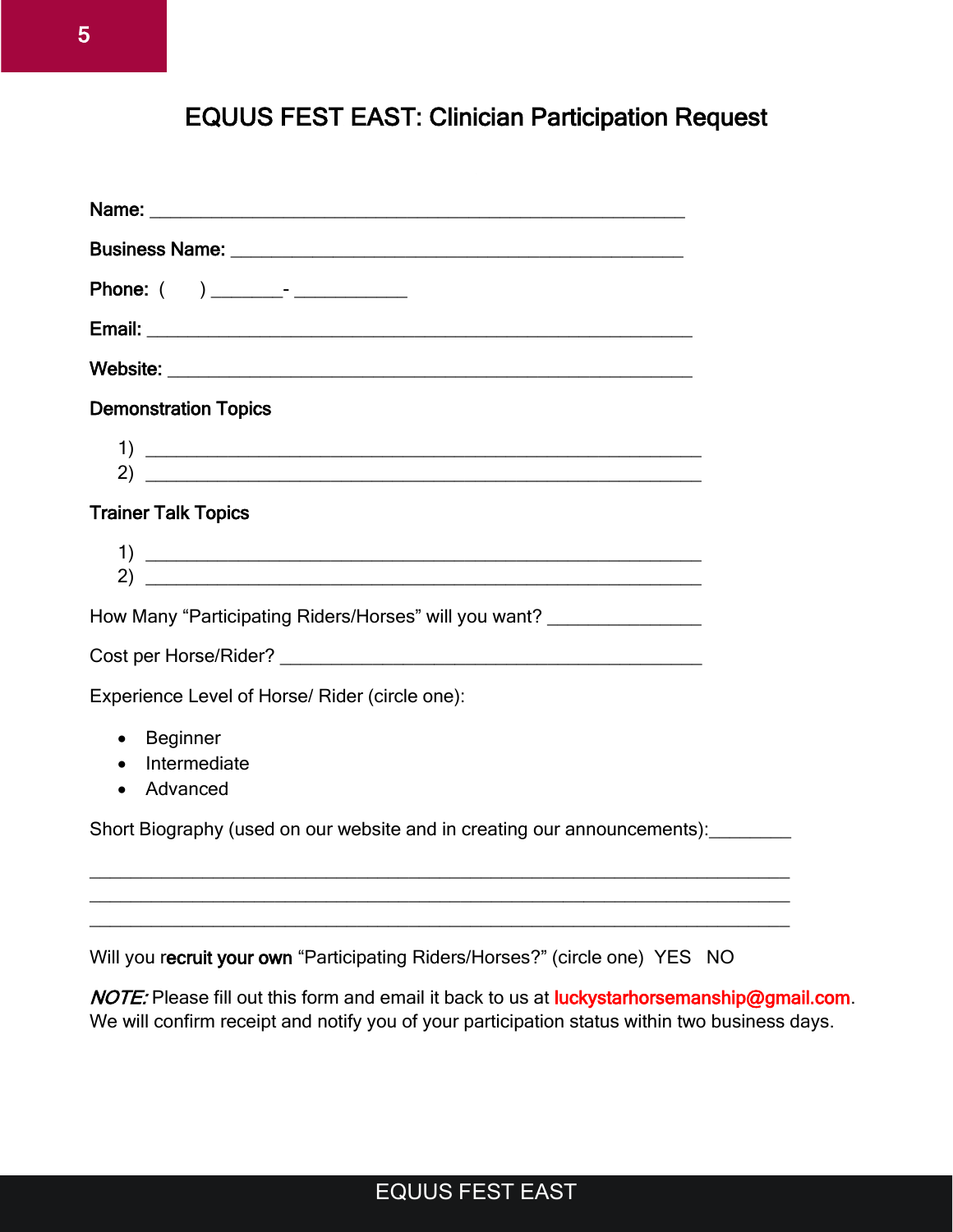# EQUUS FEST EAST: Clinician Participation Request

**Name:** ____________________________________________________________

**Business Name:** ___________________________________________________

**Phone:** (      ) ________- ____________

**Email:** _____________________________________________________________

**Website:** ___________________________________________________________

**Demonstration Topics**

1) _____________________________________________________________
2) _____________________________________________________________

**Trainer Talk Topics**

1) _____________________________________________________________
2) _____________________________________________________________

How Many "Participating Riders/Horses" will you want? ________________

Cost per Horse/Rider? _____________________________________________

Experience Level of Horse/ Rider (circle one):

- Beginner
- Intermediate
- Advanced

Short Biography (used on our website and in creating our announcements):_________

_____________________________________________________________________________
_____________________________________________________________________________
_____________________________________________________________________________

Will you r**ecruit your own** "Participating Riders/Horses?" (circle one) YES NO

*NOTE:* Please fill out this form and email it back to us at luckystarhorsemanship@gmail.com. We will confirm receipt and notify you of your participation status within two business days.